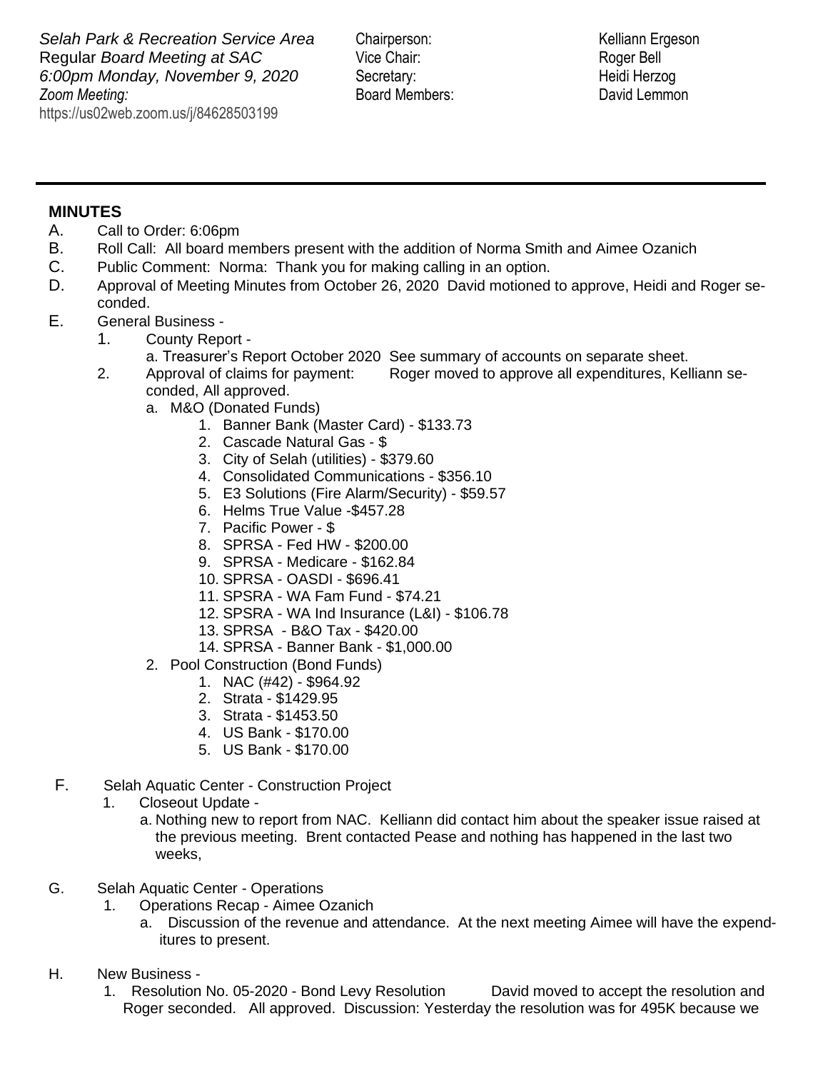*Selah Park & Recreation Service Area*
Regular *Board Meeting at SAC*
*6:00pm Monday, November 9, 2020*
*Zoom Meeting:*
https://us02web.zoom.us/j/84628503199

Chairperson: Kelliann Ergeson
Vice Chair: Roger Bell
Secretary: Heidi Herzog
Board Members: David Lemmon

---

**MINUTES**

A. Call to Order: 6:06pm

B. Roll Call: All board members present with the addition of Norma Smith and Aimee Ozanich

C. Public Comment: Norma: Thank you for making calling in an option.

D. Approval of Meeting Minutes from October 26, 2020 David motioned to approve, Heidi and Roger seconded.

E. General Business -

1. County Report -
   a. Treasurer's Report October 2020 See summary of accounts on separate sheet.
2. Approval of claims for payment: Roger moved to approve all expenditures, Kelliann seconded, All approved.
   a. M&O (Donated Funds)
      1. Banner Bank (Master Card) - $133.73
      2. Cascade Natural Gas - $
      3. City of Selah (utilities) - $379.60
      4. Consolidated Communications - $356.10
      5. E3 Solutions (Fire Alarm/Security) - $59.57
      6. Helms True Value -$457.28
      7. Pacific Power - $
      8. SPRSA - Fed HW - $200.00
      9. SPRSA - Medicare - $162.84
      10. SPRSA - OASDI - $696.41
      11. SPSRA - WA Fam Fund - $74.21
      12. SPSRA - WA Ind Insurance (L&I) - $106.78
      13. SPRSA - B&O Tax - $420.00
      14. SPRSA - Banner Bank - $1,000.00
   2. Pool Construction (Bond Funds)
      1. NAC (#42) - $964.92
      2. Strata - $1429.95
      3. Strata - $1453.50
      4. US Bank - $170.00
      5. US Bank - $170.00

F. Selah Aquatic Center - Construction Project

1. Closeout Update -
   a. Nothing new to report from NAC. Kelliann did contact him about the speaker issue raised at the previous meeting. Brent contacted Pease and nothing has happened in the last two weeks,

G. Selah Aquatic Center - Operations

1. Operations Recap - Aimee Ozanich
   a. Discussion of the revenue and attendance. At the next meeting Aimee will have the expenditures to present.

H. New Business -

1. Resolution No. 05-2020 - Bond Levy Resolution David moved to accept the resolution and Roger seconded. All approved. Discussion: Yesterday the resolution was for 495K because we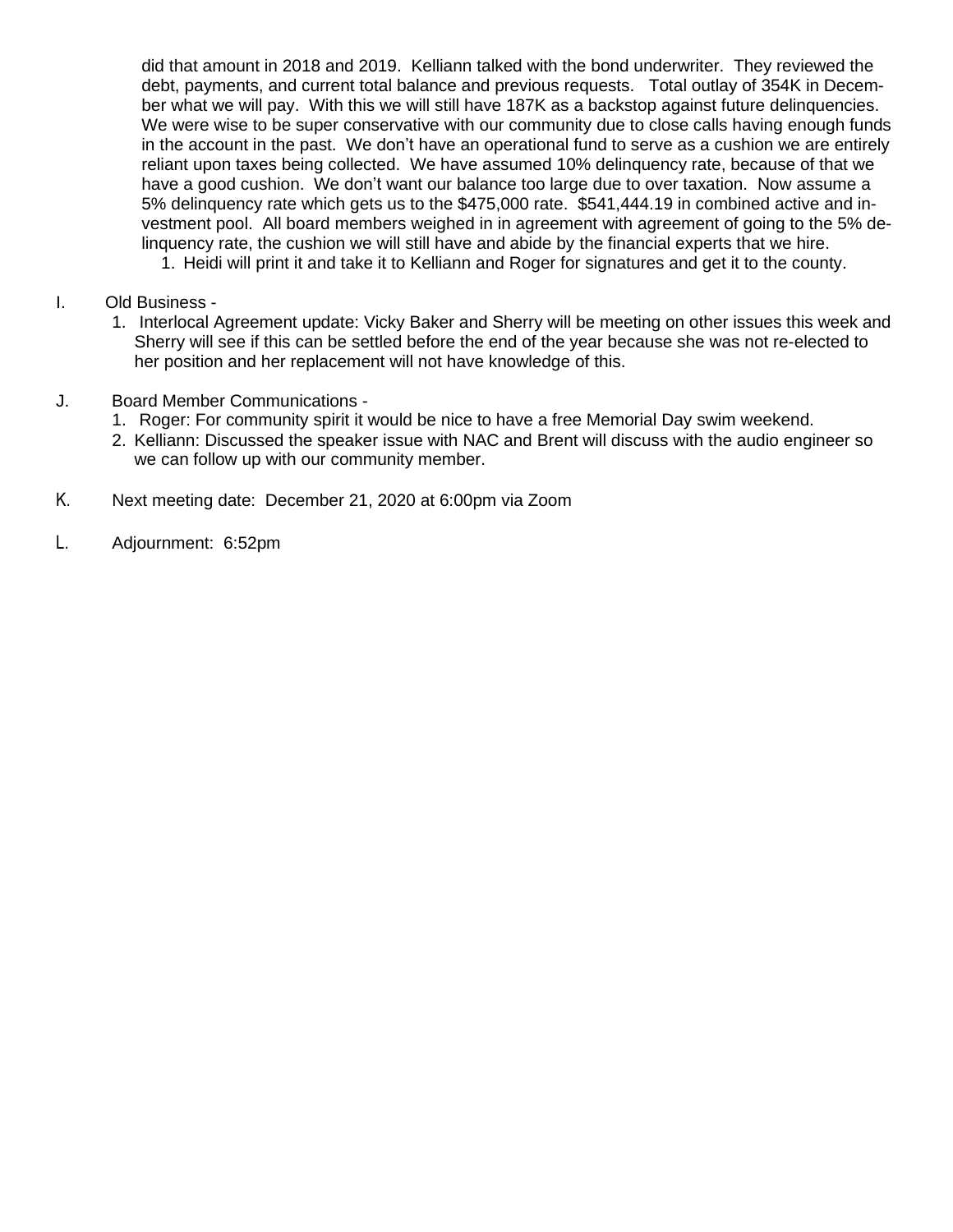did that amount in 2018 and 2019. Kelliann talked with the bond underwriter. They reviewed the debt, payments, and current total balance and previous requests. Total outlay of 354K in December what we will pay. With this we will still have 187K as a backstop against future delinquencies. We were wise to be super conservative with our community due to close calls having enough funds in the account in the past. We don't have an operational fund to serve as a cushion we are entirely reliant upon taxes being collected. We have assumed 10% delinquency rate, because of that we have a good cushion. We don't want our balance too large due to over taxation. Now assume a 5% delinquency rate which gets us to the $475,000 rate. $541,444.19 in combined active and investment pool. All board members weighed in in agreement with agreement of going to the 5% delinquency rate, the cushion we will still have and abide by the financial experts that we hire.

1. Heidi will print it and take it to Kelliann and Roger for signatures and get it to the county.

I. Old Business -

1. Interlocal Agreement update: Vicky Baker and Sherry will be meeting on other issues this week and Sherry will see if this can be settled before the end of the year because she was not re-elected to her position and her replacement will not have knowledge of this.

J. Board Member Communications -

1. Roger: For community spirit it would be nice to have a free Memorial Day swim weekend.
2. Kelliann: Discussed the speaker issue with NAC and Brent will discuss with the audio engineer so we can follow up with our community member.

K. Next meeting date: December 21, 2020 at 6:00pm via Zoom

L. Adjournment: 6:52pm